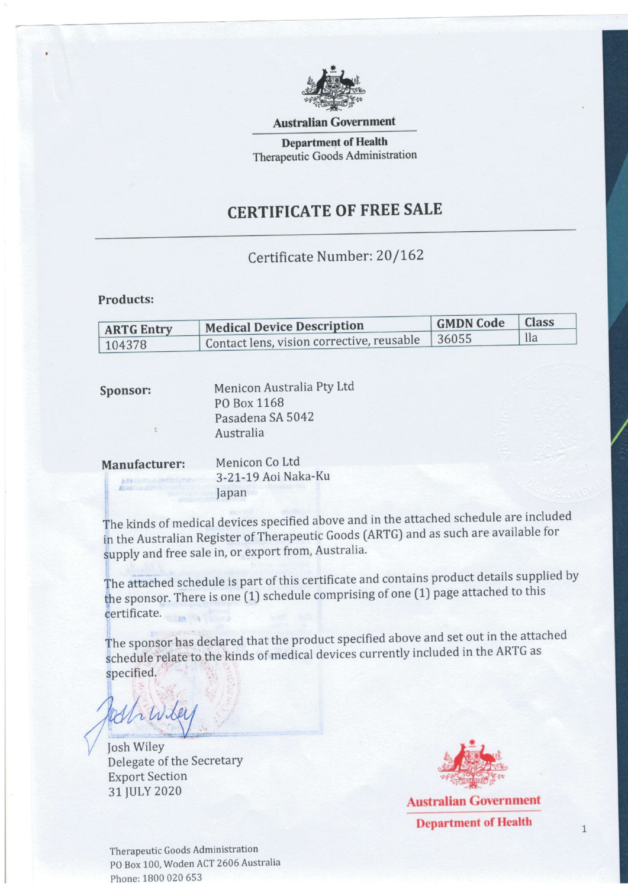**Australian Government**

**Department of Health**
Therapeutic Goods Administration

# CERTIFICATE OF FREE SALE

Certificate Number: 20/162

**Products:**

| ARTG Entry | Medical Device Description | GMDN Code | Class |
|---|---|---|---|
| 104378 | Contact lens, vision corrective, reusable | 36055 | IIa |

**Sponsor:**

Menicon Australia Pty Ltd
PO Box 1168
Pasadena SA 5042
Australia

**Manufacturer:**

Menicon Co Ltd
3-21-19 Aoi Naka-Ku
Japan

The kinds of medical devices specified above and in the attached schedule are included in the Australian Register of Therapeutic Goods (ARTG) and as such are available for supply and free sale in, or export from, Australia.

The attached schedule is part of this certificate and contains product details supplied by the sponsor. There is one (1) schedule comprising of one (1) page attached to this certificate.

The sponsor has declared that the product specified above and set out in the attached schedule relate to the kinds of medical devices currently included in the ARTG as specified.

Josh Wiley
Delegate of the Secretary
Export Section
31 JULY 2020

**Australian Government**
**Department of Health**

Therapeutic Goods Administration
PO Box 100, Woden ACT 2606 Australia
Phone: 1800 020 653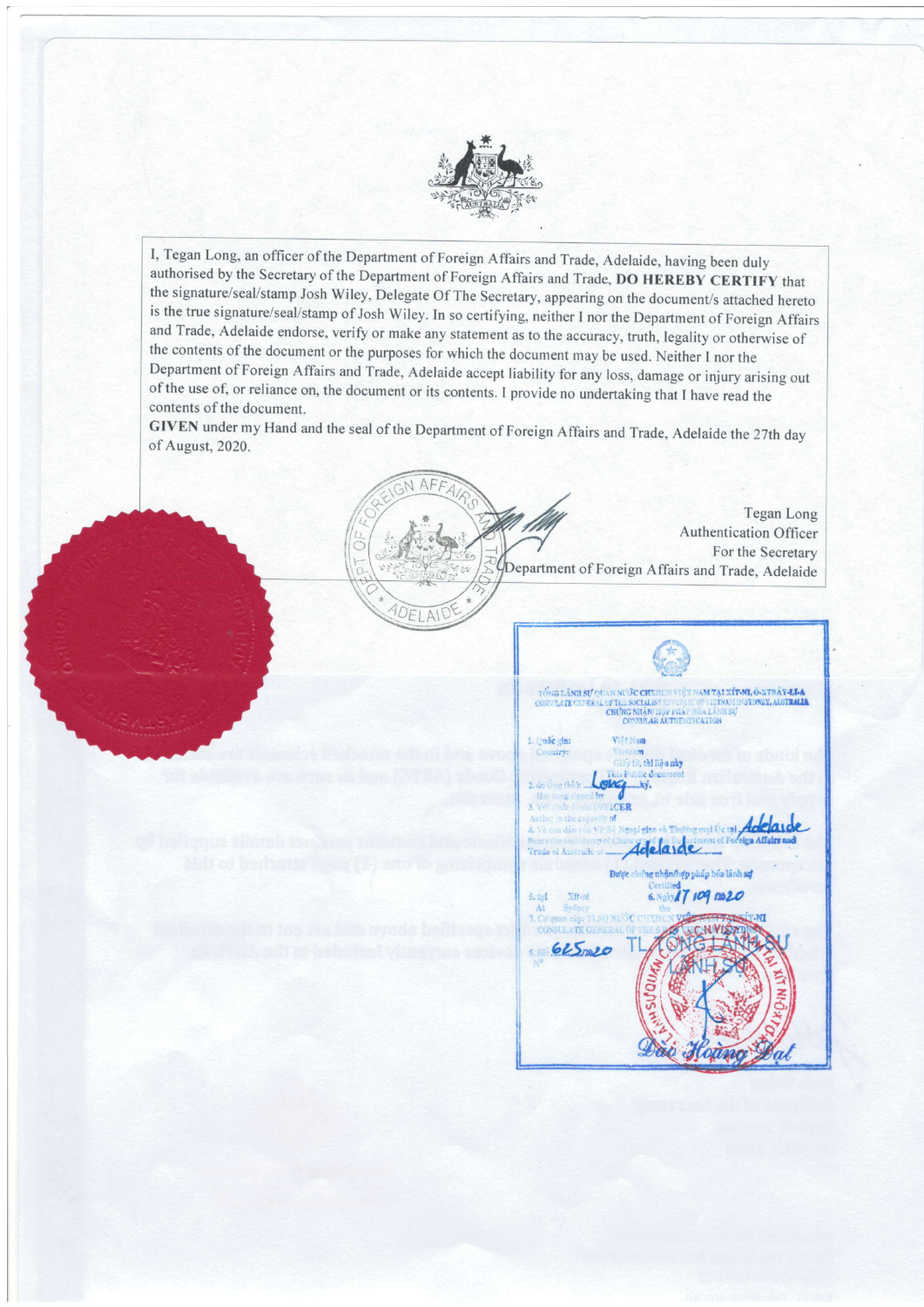I, Tegan Long, an officer of the Department of Foreign Affairs and Trade, Adelaide, having been duly authorised by the Secretary of the Department of Foreign Affairs and Trade, **DO HEREBY CERTIFY** that the signature/seal/stamp Josh Wiley, Delegate Of The Secretary, appearing on the document/s attached hereto is the true signature/seal/stamp of Josh Wiley. In so certifying, neither I nor the Department of Foreign Affairs and Trade, Adelaide endorse, verify or make any statement as to the accuracy, truth, legality or otherwise of the contents of the document or the purposes for which the document may be used. Neither I nor the Department of Foreign Affairs and Trade, Adelaide accept liability for any loss, damage or injury arising out of the use of, or reliance on, the document or its contents. I provide no undertaking that I have read the contents of the document.

**GIVEN** under my Hand and the seal of the Department of Foreign Affairs and Trade, Adelaide the 27th day of August, 2020.

Tegan Long
Authentication Officer
For the Secretary
Department of Foreign Affairs and Trade, Adelaide

DEPT OF FOREIGN AFFAIRS AND TRADE * ADELAIDE *

TỔNG LÃNH SỰ QUÁN NƯỚC CHXHCN VIỆT NAM TẠI XÍT-NI, Ô-XTRÂY-LI-A
CONSULATE GENERAL OF THE SOCIALIST REPUBLIC OF VIETNAM IN SYDNEY, AUSTRALIA
CHỨNG NHẬN/HỢP PHÁP HÓA LÃNH SỰ
CONSULAR AUTHENTICATION

1. Quốc gia: Việt Nam
Country: Vietnam
Giấy tờ, tài liệu này
This Public document
2. do Ông (bà): Long ký.
Has been signed by
3. Với chức danh: OFFICER
Acting in the capacity of
4. Và con dấu của VP Bộ Ngoại giao và Thương mại Úc tại Adelaide
Bears the seal/stamp of Department of Foreign Affairs and Trade of Australia at Adelaide
Được chứng nhận/hợp pháp hóa lãnh sự
Certified
5. tại Xít-ni 6. Ngày 17/09/2020
At Sydney the
7. Cơ quan cấp: TLSQ NƯỚC CHXHCN VIỆT NAM TẠI XÍT-NI
CONSULATE GENERAL OF THE S.R. VIETNAM IN SYDNEY
8. Số: 625/2020
N°

TL. TỔNG LÃNH SỰ
LÃNH SỰ

Đào Hoàng Đạt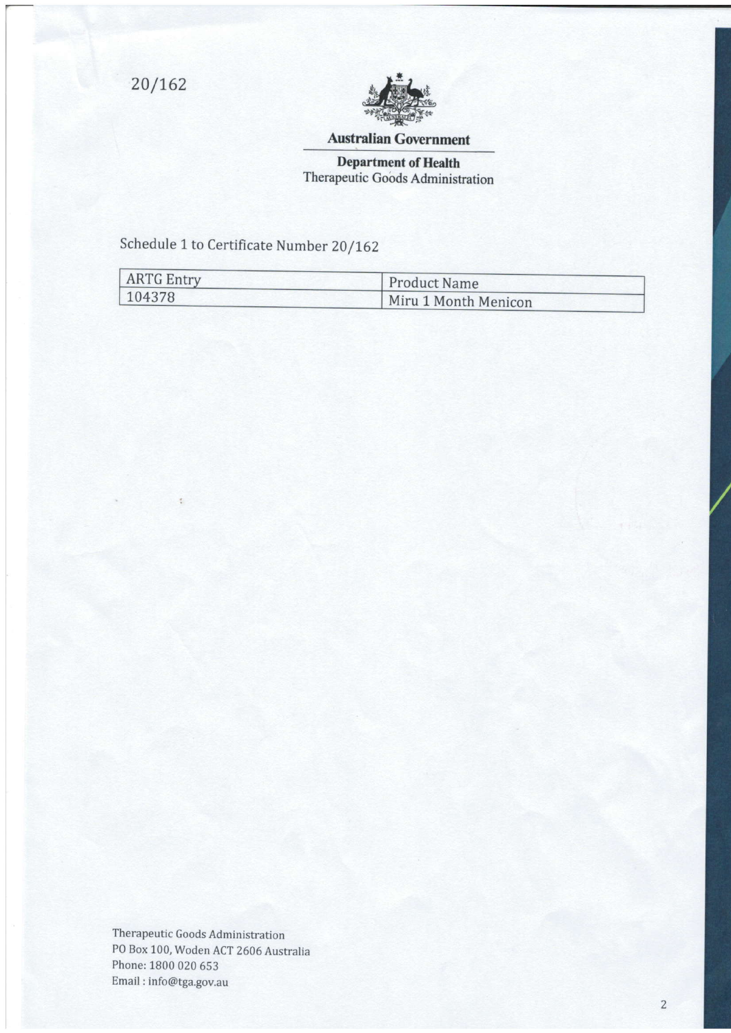20/162

**Australian Government**

**Department of Health**
Therapeutic Goods Administration

Schedule 1 to Certificate Number 20/162

| ARTG Entry | Product Name |
| --- | --- |
| 104378 | Miru 1 Month Menicon |

Therapeutic Goods Administration
PO Box 100, Woden ACT 2606 Australia
Phone: 1800 020 653
Email : info@tga.gov.au